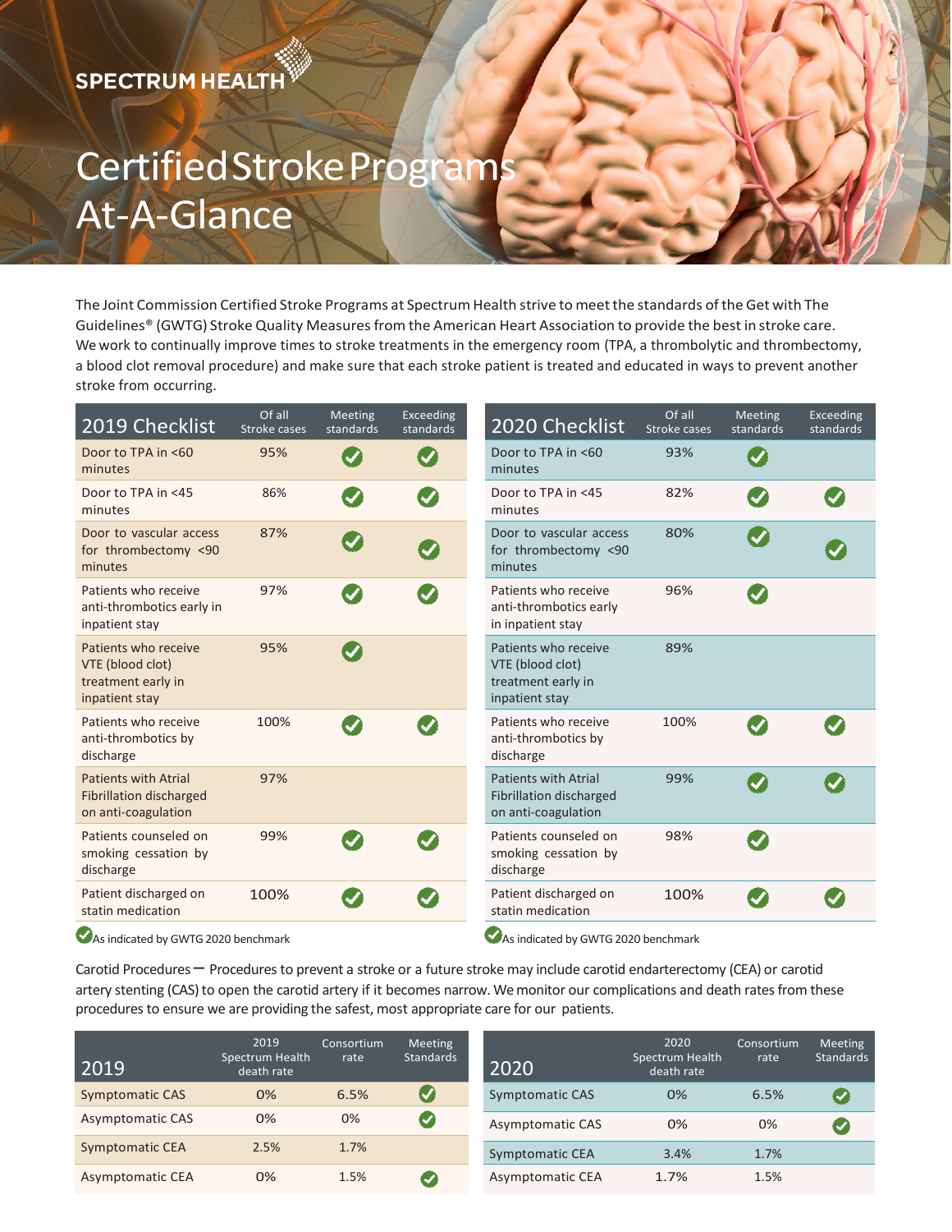SPECTRUM HEALTH

# Certified Stroke Programs At-A-Glance

The Joint Commission Certified Stroke Programs at Spectrum Health strive to meet the standards of the Get with The Guidelines® (GWTG) Stroke Quality Measures from the American Heart Association to provide the best in stroke care. We work to continually improve times to stroke treatments in the emergency room (TPA, a thrombolytic and thrombectomy, a blood clot removal procedure) and make sure that each stroke patient is treated and educated in ways to prevent another stroke from occurring.

| 2019 Checklist | Of all Stroke cases | Meeting standards | Exceeding standards |
|---|---|---|---|
| Door to TPA in <60 minutes | 95% | ✓ | ✓ |
| Door to TPA in <45 minutes | 86% | ✓ | ✓ |
| Door to vascular access for thrombectomy <90 minutes | 87% | ✓ | ✓ |
| Patients who receive anti-thrombotics early in inpatient stay | 97% | ✓ | ✓ |
| Patients who receive VTE (blood clot) treatment early in inpatient stay | 95% | ✓ | |
| Patients who receive anti-thrombotics by discharge | 100% | ✓ | ✓ |
| Patients with Atrial Fibrillation discharged on anti-coagulation | 97% | | |
| Patients counseled on smoking cessation by discharge | 99% | ✓ | ✓ |
| Patient discharged on statin medication | 100% | ✓ | ✓ |

✓ As indicated by GWTG 2020 benchmark

| 2020 Checklist | Of all Stroke cases | Meeting standards | Exceeding standards |
|---|---|---|---|
| Door to TPA in <60 minutes | 93% | ✓ | |
| Door to TPA in <45 minutes | 82% | ✓ | ✓ |
| Door to vascular access for thrombectomy <90 minutes | 80% | ✓ | ✓ |
| Patients who receive anti-thrombotics early in inpatient stay | 96% | ✓ | |
| Patients who receive VTE (blood clot) treatment early in inpatient stay | 89% | | |
| Patients who receive anti-thrombotics by discharge | 100% | ✓ | ✓ |
| Patients with Atrial Fibrillation discharged on anti-coagulation | 99% | ✓ | ✓ |
| Patients counseled on smoking cessation by discharge | 98% | ✓ | |
| Patient discharged on statin medication | 100% | ✓ | ✓ |

✓ As indicated by GWTG 2020 benchmark

Carotid Procedures – Procedures to prevent a stroke or a future stroke may include carotid endarterectomy (CEA) or carotid artery stenting (CAS) to open the carotid artery if it becomes narrow. We monitor our complications and death rates from these procedures to ensure we are providing the safest, most appropriate care for our patients.

| 2019 | 2019 Spectrum Health death rate | Consortium rate | Meeting Standards |
|---|---|---|---|
| Symptomatic CAS | 0% | 6.5% | ✓ |
| Asymptomatic CAS | 0% | 0% | ✓ |
| Symptomatic CEA | 2.5% | 1.7% | |
| Asymptomatic CEA | 0% | 1.5% | ✓ |

| 2020 | 2020 Spectrum Health death rate | Consortium rate | Meeting Standards |
|---|---|---|---|
| Symptomatic CAS | 0% | 6.5% | ✓ |
| Asymptomatic CAS | 0% | 0% | ✓ |
| Symptomatic CEA | 3.4% | 1.7% | |
| Asymptomatic CEA | 1.7% | 1.5% | |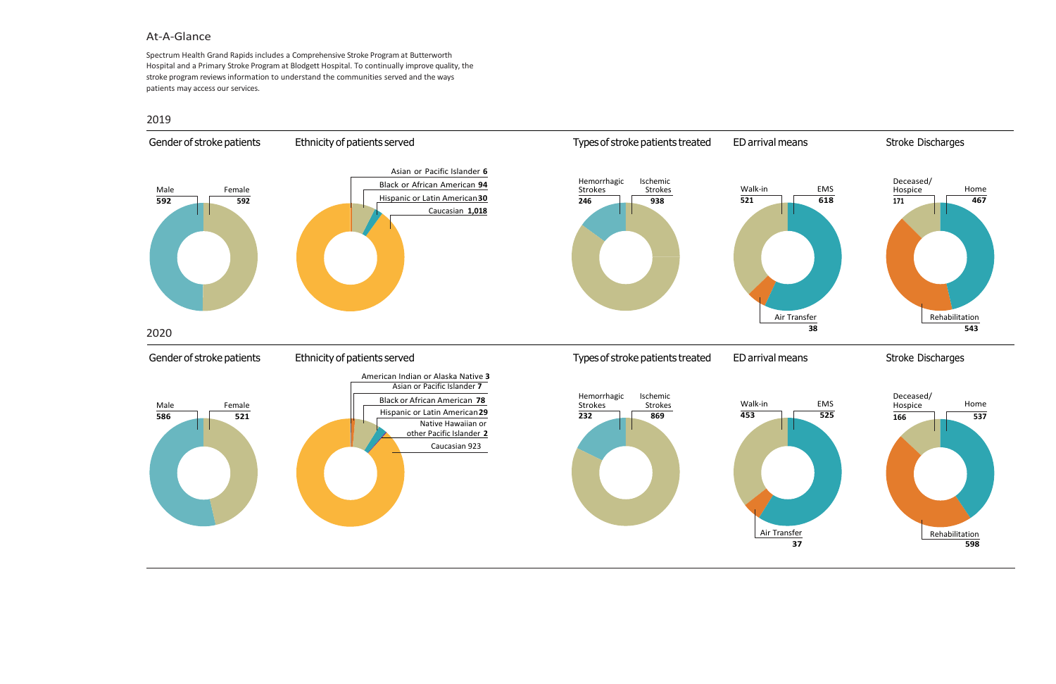## At-A-Glance

Spectrum Health Grand Rapids includes a Comprehensive Stroke Program at Butterworth Hospital and a Primary Stroke Program at Blodgett Hospital. To continually improve quality, the stroke program reviews information to understand the communities served and the ways patients may access our services.

### 2019

**Gender of stroke patients**

| Male | Female |
|---|---|
| **592** | **592** |

**Ethnicity of patients served**

| Ethnicity | Count |
|---|---|
| Asian or Pacific Islander | **6** |
| Black or African American | **94** |
| Hispanic or Latin American | **30** |
| Caucasian | **1,018** |

**Types of stroke patients treated**

| Hemorrhagic Strokes | Ischemic Strokes |
|---|---|
| **246** | **938** |

**ED arrival means**

| Walk-in | EMS | Air Transfer |
|---|---|---|
| **521** | **618** | **38** |

**Stroke Discharges**

| Deceased/ Hospice | Home | Rehabilitation |
|---|---|---|
| **171** | **467** | **543** |

### 2020

**Gender of stroke patients**

| Male | Female |
|---|---|
| **586** | **521** |

**Ethnicity of patients served**

| Ethnicity | Count |
|---|---|
| American Indian or Alaska Native | **3** |
| Asian or Pacific Islander | **7** |
| Black or African American | **78** |
| Hispanic or Latin American | **29** |
| Native Hawaiian or other Pacific Islander | **2** |
| Caucasian | 923 |

**Types of stroke patients treated**

| Hemorrhagic Strokes | Ischemic Strokes |
|---|---|
| **232** | **869** |

**ED arrival means**

| Walk-in | EMS | Air Transfer |
|---|---|---|
| **453** | **525** | **37** |

**Stroke Discharges**

| Deceased/ Hospice | Home | Rehabilitation |
|---|---|---|
| **166** | **537** | **598** |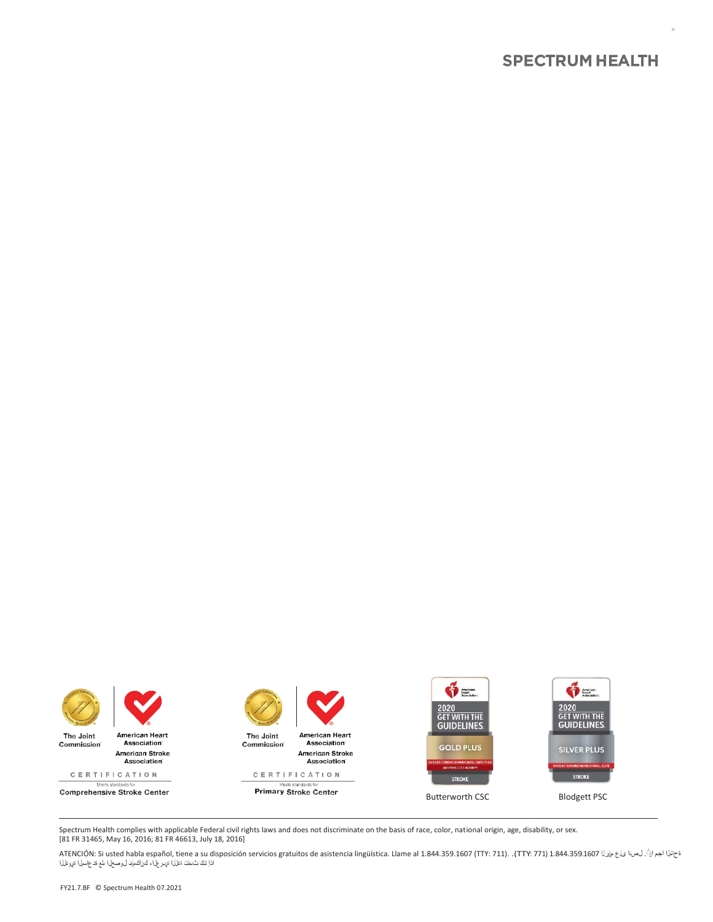SPECTRUM HEALTH

The Joint Commission

American Heart Association

American Stroke Association

CERTIFICATION

Meets standards for

Comprehensive Stroke Center

The Joint Commission

American Heart Association

American Stroke Association

CERTIFICATION

Meets standards for

Primary Stroke Center

American Heart Association.

2020 GET WITH THE GUIDELINES.

GOLD PLUS

TARGET: STROKE HONOR ROLL ELITE PLUS

ADVANCED THERAPY

STROKE

Butterworth CSC

American Heart Association.

2020 GET WITH THE GUIDELINES.

SILVER PLUS

TARGET: STROKE HONOR ROLL ELITE

STROKE

Blodgett PSC

---

Spectrum Health complies with applicable Federal civil rights laws and does not discriminate on the basis of race, color, national origin, age, disability, or sex.
[81 FR 31465, May 16, 2016; 81 FR 46613, July 18, 2016]

ATENCIÓN: Si usted habla español, tiene a su disposición servicios gratuitos de asistencia lingüística. Llame al 1.844.359.1607 (TTY: 711). .(TTY: 771) 1.844.359.1607 ةحاتملا اجم اً. لصنا ىلع مقرلا
اذإ تنك ثدحتت ةغللا ةيبرعلا، كنكميف لوصحلا ىلع ةدعاسملا ةيوغللا

FY21.7.BF © Spectrum Health 07.2021